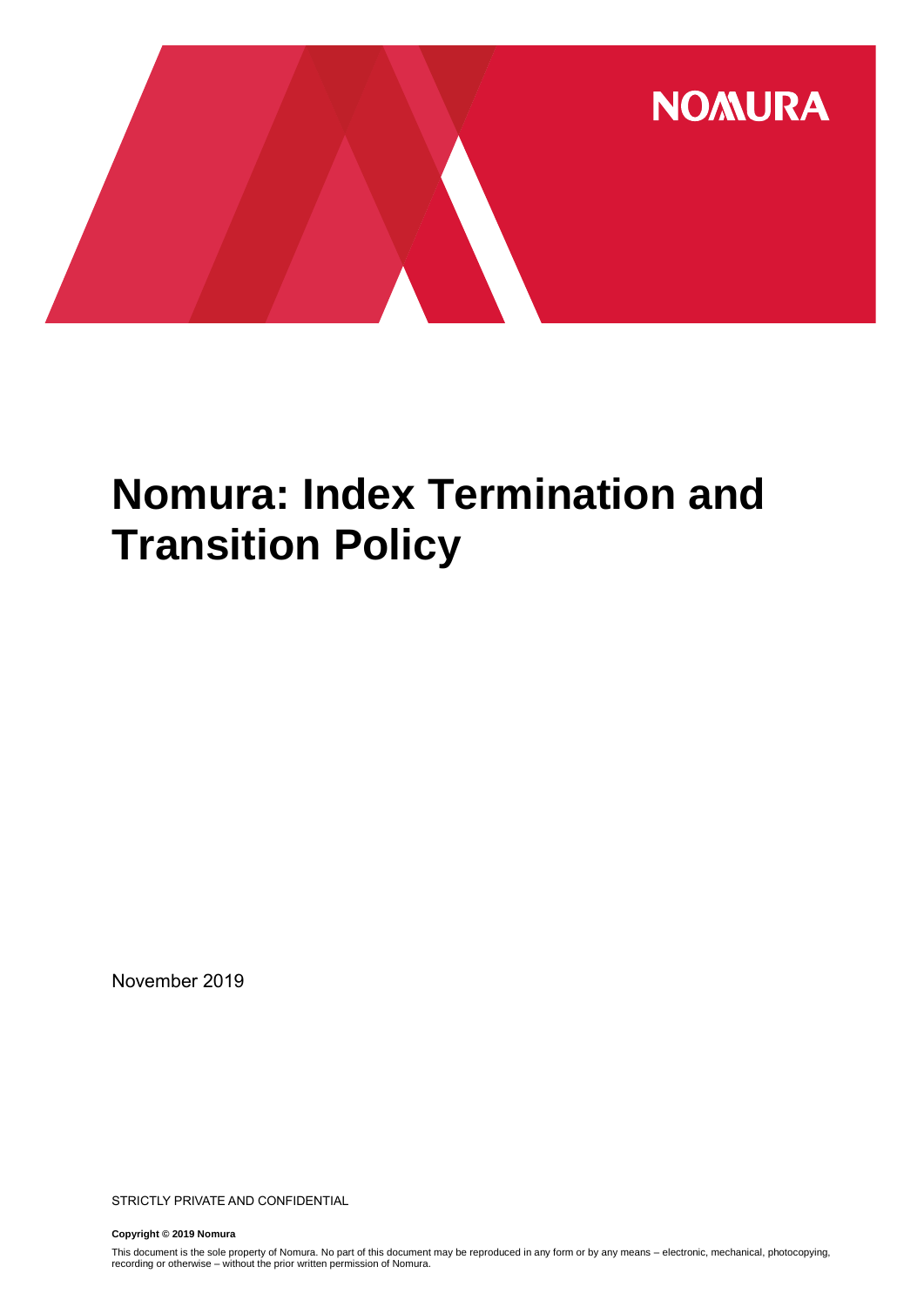NOMURA

# Nomura: Index Termination and Transition Policy

November 2019

STRICTLY PRIVATE AND CONFIDENTIAL

**Copyright © 2019 Nomura**

This document is the sole property of Nomura. No part of this document may be reproduced in any form or by any means – electronic, mechanical, photocopying, recording or otherwise – without the prior written permission of Nomura.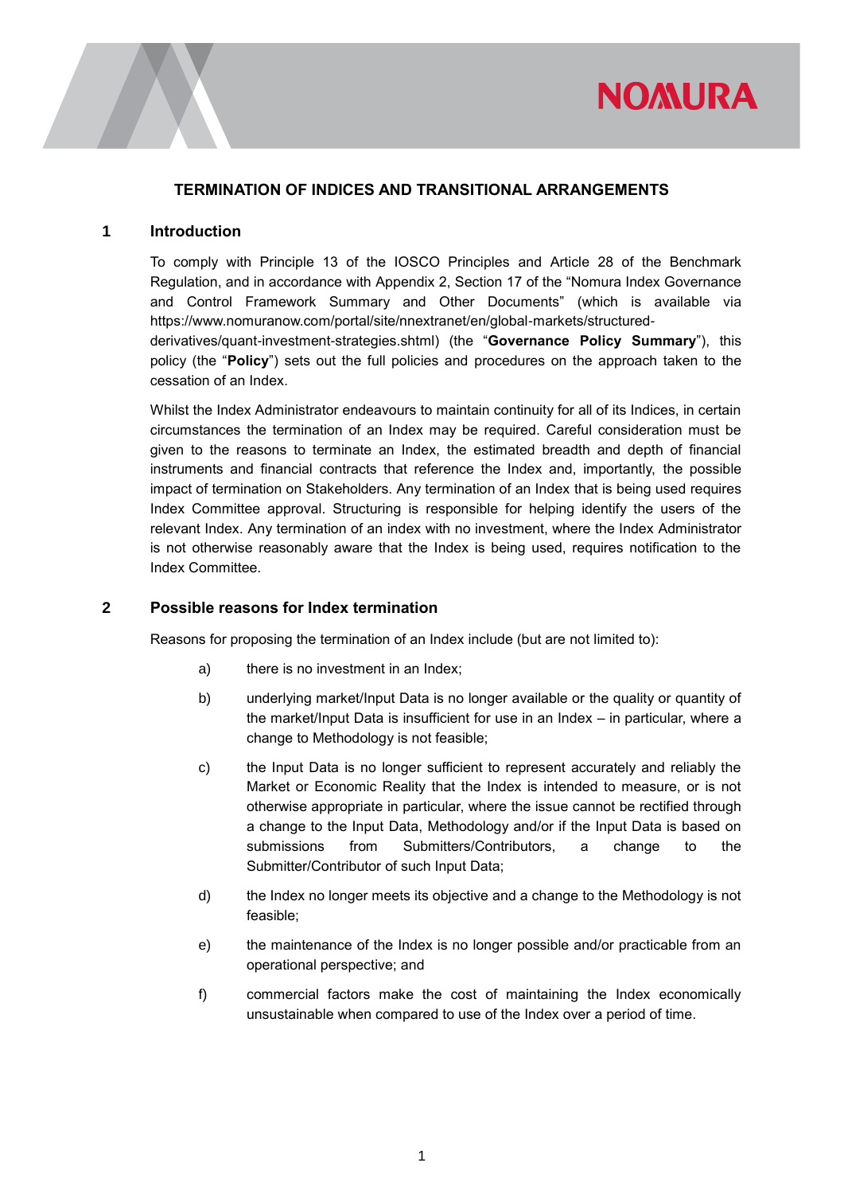# TERMINATION OF INDICES AND TRANSITIONAL ARRANGEMENTS

## 1 Introduction

To comply with Principle 13 of the IOSCO Principles and Article 28 of the Benchmark Regulation, and in accordance with Appendix 2, Section 17 of the "Nomura Index Governance and Control Framework Summary and Other Documents" (which is available via https://www.nomuranow.com/portal/site/nnextranet/en/global-markets/structured-derivatives/quant-investment-strategies.shtml) (the "**Governance Policy Summary**"), this policy (the "**Policy**") sets out the full policies and procedures on the approach taken to the cessation of an Index.

Whilst the Index Administrator endeavours to maintain continuity for all of its Indices, in certain circumstances the termination of an Index may be required. Careful consideration must be given to the reasons to terminate an Index, the estimated breadth and depth of financial instruments and financial contracts that reference the Index and, importantly, the possible impact of termination on Stakeholders. Any termination of an Index that is being used requires Index Committee approval. Structuring is responsible for helping identify the users of the relevant Index. Any termination of an index with no investment, where the Index Administrator is not otherwise reasonably aware that the Index is being used, requires notification to the Index Committee.

## 2 Possible reasons for Index termination

Reasons for proposing the termination of an Index include (but are not limited to):

a) there is no investment in an Index;

b) underlying market/Input Data is no longer available or the quality or quantity of the market/Input Data is insufficient for use in an Index – in particular, where a change to Methodology is not feasible;

c) the Input Data is no longer sufficient to represent accurately and reliably the Market or Economic Reality that the Index is intended to measure, or is not otherwise appropriate in particular, where the issue cannot be rectified through a change to the Input Data, Methodology and/or if the Input Data is based on submissions from Submitters/Contributors, a change to the Submitter/Contributor of such Input Data;

d) the Index no longer meets its objective and a change to the Methodology is not feasible;

e) the maintenance of the Index is no longer possible and/or practicable from an operational perspective; and

f) commercial factors make the cost of maintaining the Index economically unsustainable when compared to use of the Index over a period of time.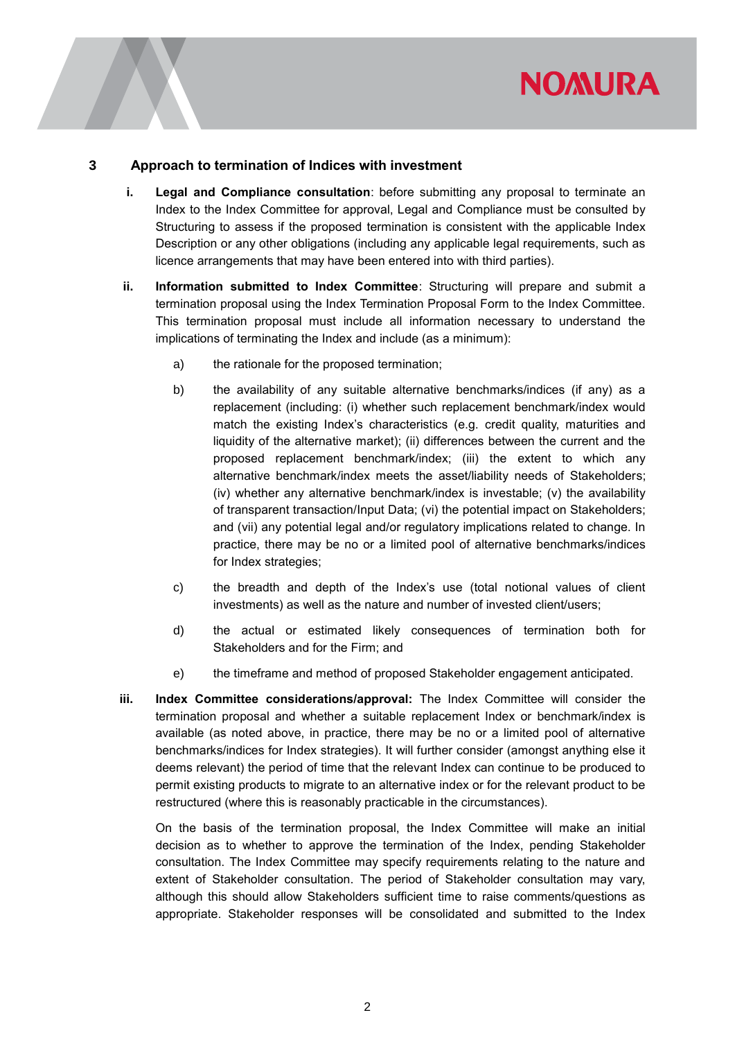## 3 Approach to termination of Indices with investment

i. **Legal and Compliance consultation**: before submitting any proposal to terminate an Index to the Index Committee for approval, Legal and Compliance must be consulted by Structuring to assess if the proposed termination is consistent with the applicable Index Description or any other obligations (including any applicable legal requirements, such as licence arrangements that may have been entered into with third parties).

ii. **Information submitted to Index Committee**: Structuring will prepare and submit a termination proposal using the Index Termination Proposal Form to the Index Committee. This termination proposal must include all information necessary to understand the implications of terminating the Index and include (as a minimum):

   a) the rationale for the proposed termination;

   b) the availability of any suitable alternative benchmarks/indices (if any) as a replacement (including: (i) whether such replacement benchmark/index would match the existing Index's characteristics (e.g. credit quality, maturities and liquidity of the alternative market); (ii) differences between the current and the proposed replacement benchmark/index; (iii) the extent to which any alternative benchmark/index meets the asset/liability needs of Stakeholders; (iv) whether any alternative benchmark/index is investable; (v) the availability of transparent transaction/Input Data; (vi) the potential impact on Stakeholders; and (vii) any potential legal and/or regulatory implications related to change. In practice, there may be no or a limited pool of alternative benchmarks/indices for Index strategies;

   c) the breadth and depth of the Index's use (total notional values of client investments) as well as the nature and number of invested client/users;

   d) the actual or estimated likely consequences of termination both for Stakeholders and for the Firm; and

   e) the timeframe and method of proposed Stakeholder engagement anticipated.

iii. **Index Committee considerations/approval:** The Index Committee will consider the termination proposal and whether a suitable replacement Index or benchmark/index is available (as noted above, in practice, there may be no or a limited pool of alternative benchmarks/indices for Index strategies). It will further consider (amongst anything else it deems relevant) the period of time that the relevant Index can continue to be produced to permit existing products to migrate to an alternative index or for the relevant product to be restructured (where this is reasonably practicable in the circumstances).

   On the basis of the termination proposal, the Index Committee will make an initial decision as to whether to approve the termination of the Index, pending Stakeholder consultation. The Index Committee may specify requirements relating to the nature and extent of Stakeholder consultation. The period of Stakeholder consultation may vary, although this should allow Stakeholders sufficient time to raise comments/questions as appropriate. Stakeholder responses will be consolidated and submitted to the Index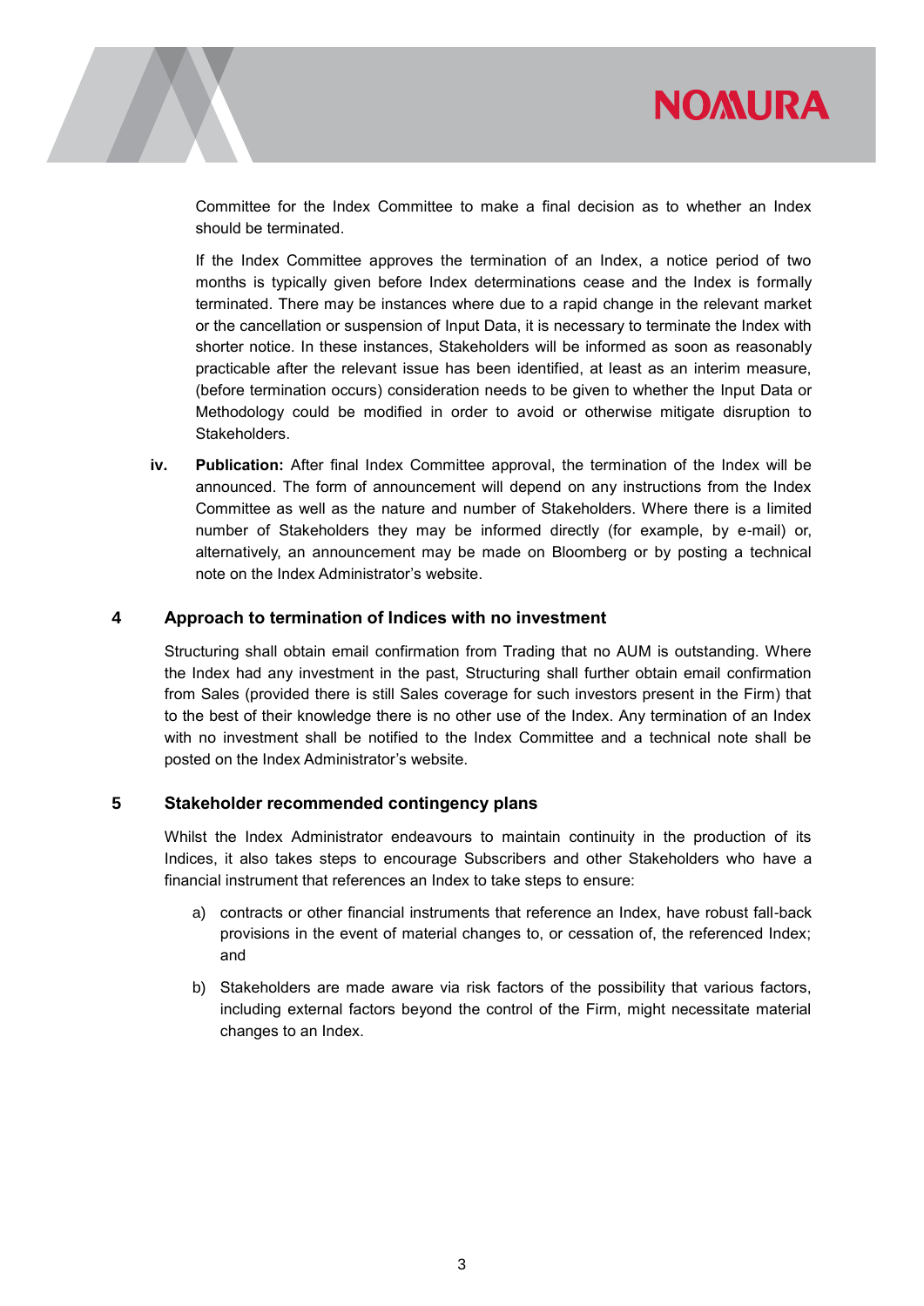Committee for the Index Committee to make a final decision as to whether an Index should be terminated.

If the Index Committee approves the termination of an Index, a notice period of two months is typically given before Index determinations cease and the Index is formally terminated. There may be instances where due to a rapid change in the relevant market or the cancellation or suspension of Input Data, it is necessary to terminate the Index with shorter notice. In these instances, Stakeholders will be informed as soon as reasonably practicable after the relevant issue has been identified, at least as an interim measure, (before termination occurs) consideration needs to be given to whether the Input Data or Methodology could be modified in order to avoid or otherwise mitigate disruption to Stakeholders.

iv. **Publication:** After final Index Committee approval, the termination of the Index will be announced. The form of announcement will depend on any instructions from the Index Committee as well as the nature and number of Stakeholders. Where there is a limited number of Stakeholders they may be informed directly (for example, by e-mail) or, alternatively, an announcement may be made on Bloomberg or by posting a technical note on the Index Administrator's website.

## 4 Approach to termination of Indices with no investment

Structuring shall obtain email confirmation from Trading that no AUM is outstanding. Where the Index had any investment in the past, Structuring shall further obtain email confirmation from Sales (provided there is still Sales coverage for such investors present in the Firm) that to the best of their knowledge there is no other use of the Index. Any termination of an Index with no investment shall be notified to the Index Committee and a technical note shall be posted on the Index Administrator's website.

## 5 Stakeholder recommended contingency plans

Whilst the Index Administrator endeavours to maintain continuity in the production of its Indices, it also takes steps to encourage Subscribers and other Stakeholders who have a financial instrument that references an Index to take steps to ensure:

a) contracts or other financial instruments that reference an Index, have robust fall-back provisions in the event of material changes to, or cessation of, the referenced Index; and

b) Stakeholders are made aware via risk factors of the possibility that various factors, including external factors beyond the control of the Firm, might necessitate material changes to an Index.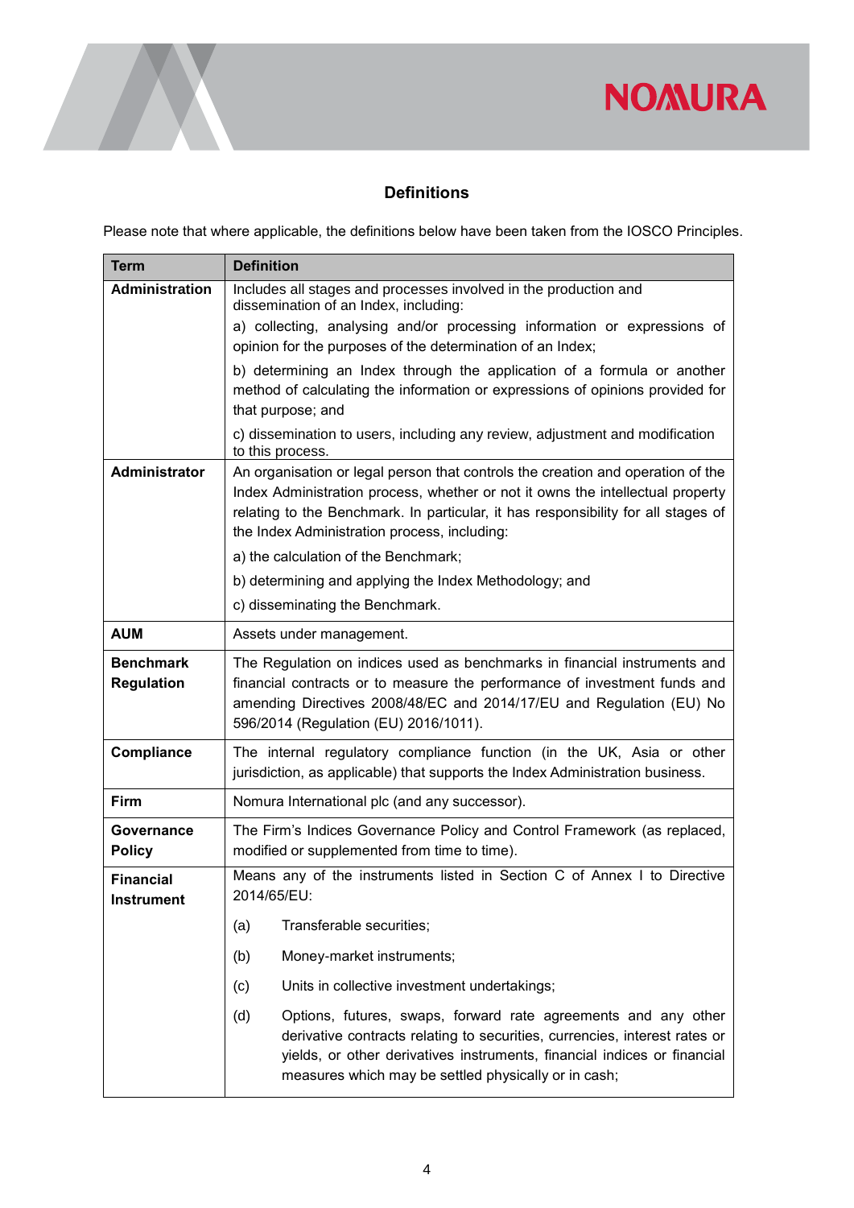## Definitions

Please note that where applicable, the definitions below have been taken from the IOSCO Principles.

| Term | Definition |
|---|---|
| **Administration** | Includes all stages and processes involved in the production and dissemination of an Index, including:<br>a) collecting, analysing and/or processing information or expressions of opinion for the purposes of the determination of an Index;<br>b) determining an Index through the application of a formula or another method of calculating the information or expressions of opinions provided for that purpose; and<br>c) dissemination to users, including any review, adjustment and modification to this process. |
| **Administrator** | An organisation or legal person that controls the creation and operation of the Index Administration process, whether or not it owns the intellectual property relating to the Benchmark. In particular, it has responsibility for all stages of the Index Administration process, including:<br>a) the calculation of the Benchmark;<br>b) determining and applying the Index Methodology; and<br>c) disseminating the Benchmark. |
| **AUM** | Assets under management. |
| **Benchmark Regulation** | The Regulation on indices used as benchmarks in financial instruments and financial contracts or to measure the performance of investment funds and amending Directives 2008/48/EC and 2014/17/EU and Regulation (EU) No 596/2014 (Regulation (EU) 2016/1011). |
| **Compliance** | The internal regulatory compliance function (in the UK, Asia or other jurisdiction, as applicable) that supports the Index Administration business. |
| **Firm** | Nomura International plc (and any successor). |
| **Governance Policy** | The Firm's Indices Governance Policy and Control Framework (as replaced, modified or supplemented from time to time). |
| **Financial Instrument** | Means any of the instruments listed in Section C of Annex I to Directive 2014/65/EU:<br>(a) Transferable securities;<br>(b) Money-market instruments;<br>(c) Units in collective investment undertakings;<br>(d) Options, futures, swaps, forward rate agreements and any other derivative contracts relating to securities, currencies, interest rates or yields, or other derivatives instruments, financial indices or financial measures which may be settled physically or in cash; |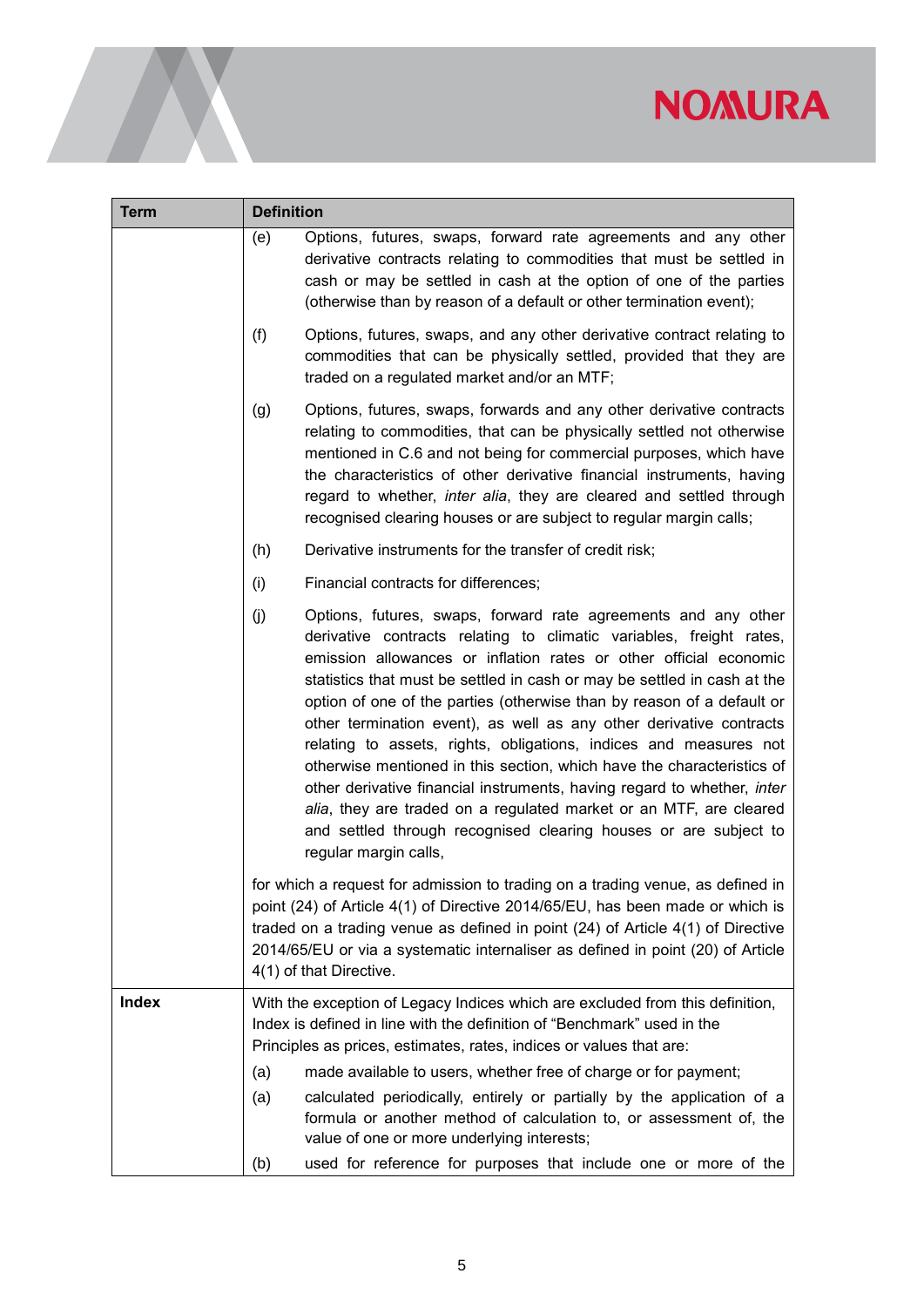| Term | Definition |
|---|---|
| | (e) Options, futures, swaps, forward rate agreements and any other derivative contracts relating to commodities that must be settled in cash or may be settled in cash at the option of one of the parties (otherwise than by reason of a default or other termination event);<br><br>(f) Options, futures, swaps, and any other derivative contract relating to commodities that can be physically settled, provided that they are traded on a regulated market and/or an MTF;<br><br>(g) Options, futures, swaps, forwards and any other derivative contracts relating to commodities, that can be physically settled not otherwise mentioned in C.6 and not being for commercial purposes, which have the characteristics of other derivative financial instruments, having regard to whether, *inter alia*, they are cleared and settled through recognised clearing houses or are subject to regular margin calls;<br><br>(h) Derivative instruments for the transfer of credit risk;<br><br>(i) Financial contracts for differences;<br><br>(j) Options, futures, swaps, forward rate agreements and any other derivative contracts relating to climatic variables, freight rates, emission allowances or inflation rates or other official economic statistics that must be settled in cash or may be settled in cash at the option of one of the parties (otherwise than by reason of a default or other termination event), as well as any other derivative contracts relating to assets, rights, obligations, indices and measures not otherwise mentioned in this section, which have the characteristics of other derivative financial instruments, having regard to whether, *inter alia*, they are traded on a regulated market or an MTF, are cleared and settled through recognised clearing houses or are subject to regular margin calls,<br><br>for which a request for admission to trading on a trading venue, as defined in point (24) of Article 4(1) of Directive 2014/65/EU, has been made or which is traded on a trading venue as defined in point (24) of Article 4(1) of Directive 2014/65/EU or via a systematic internaliser as defined in point (20) of Article 4(1) of that Directive. |
| **Index** | With the exception of Legacy Indices which are excluded from this definition, Index is defined in line with the definition of "Benchmark" used in the Principles as prices, estimates, rates, indices or values that are:<br><br>(a) made available to users, whether free of charge or for payment;<br><br>(a) calculated periodically, entirely or partially by the application of a formula or another method of calculation to, or assessment of, the value of one or more underlying interests;<br><br>(b) used for reference for purposes that include one or more of the |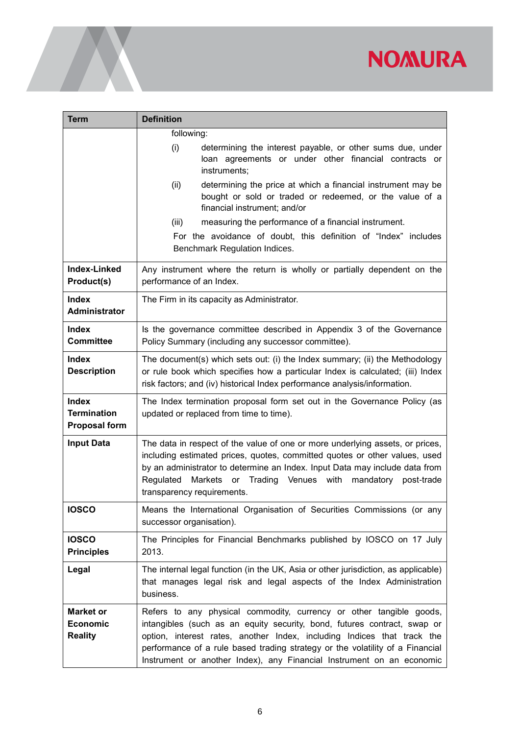| Term | Definition |
|---|---|
| | following:<br>(i) determining the interest payable, or other sums due, under loan agreements or under other financial contracts or instruments;<br>(ii) determining the price at which a financial instrument may be bought or sold or traded or redeemed, or the value of a financial instrument; and/or<br>(iii) measuring the performance of a financial instrument.<br>For the avoidance of doubt, this definition of "Index" includes Benchmark Regulation Indices. |
| **Index-Linked Product(s)** | Any instrument where the return is wholly or partially dependent on the performance of an Index. |
| **Index Administrator** | The Firm in its capacity as Administrator. |
| **Index Committee** | Is the governance committee described in Appendix 3 of the Governance Policy Summary (including any successor committee). |
| **Index Description** | The document(s) which sets out: (i) the Index summary; (ii) the Methodology or rule book which specifies how a particular Index is calculated; (iii) Index risk factors; and (iv) historical Index performance analysis/information. |
| **Index Termination Proposal form** | The Index termination proposal form set out in the Governance Policy (as updated or replaced from time to time). |
| **Input Data** | The data in respect of the value of one or more underlying assets, or prices, including estimated prices, quotes, committed quotes or other values, used by an administrator to determine an Index. Input Data may include data from Regulated Markets or Trading Venues with mandatory post-trade transparency requirements. |
| **IOSCO** | Means the International Organisation of Securities Commissions (or any successor organisation). |
| **IOSCO Principles** | The Principles for Financial Benchmarks published by IOSCO on 17 July 2013. |
| **Legal** | The internal legal function (in the UK, Asia or other jurisdiction, as applicable) that manages legal risk and legal aspects of the Index Administration business. |
| **Market or Economic Reality** | Refers to any physical commodity, currency or other tangible goods, intangibles (such as an equity security, bond, futures contract, swap or option, interest rates, another Index, including Indices that track the performance of a rule based trading strategy or the volatility of a Financial Instrument or another Index), any Financial Instrument on an economic |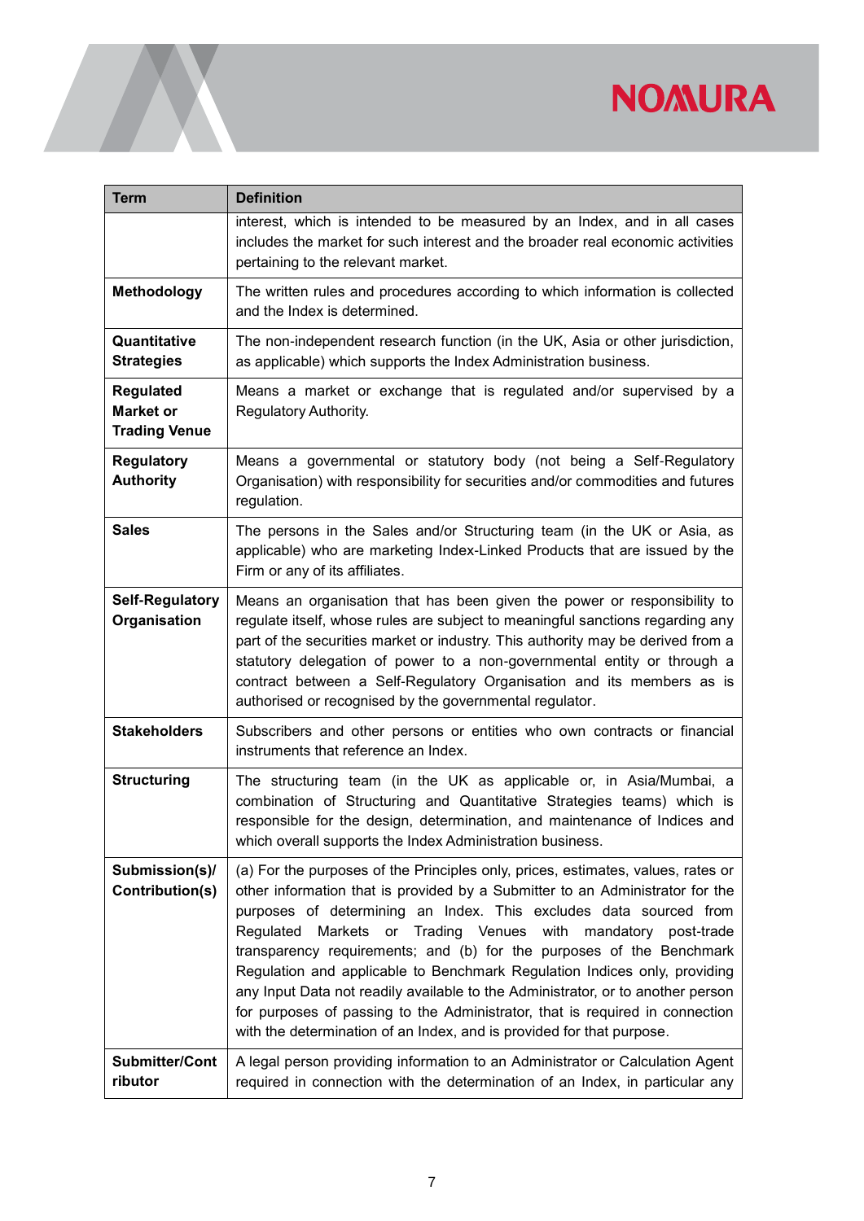| Term | Definition |
|---|---|
| | interest, which is intended to be measured by an Index, and in all cases includes the market for such interest and the broader real economic activities pertaining to the relevant market. |
| **Methodology** | The written rules and procedures according to which information is collected and the Index is determined. |
| **Quantitative Strategies** | The non-independent research function (in the UK, Asia or other jurisdiction, as applicable) which supports the Index Administration business. |
| **Regulated Market or Trading Venue** | Means a market or exchange that is regulated and/or supervised by a Regulatory Authority. |
| **Regulatory Authority** | Means a governmental or statutory body (not being a Self-Regulatory Organisation) with responsibility for securities and/or commodities and futures regulation. |
| **Sales** | The persons in the Sales and/or Structuring team (in the UK or Asia, as applicable) who are marketing Index-Linked Products that are issued by the Firm or any of its affiliates. |
| **Self-Regulatory Organisation** | Means an organisation that has been given the power or responsibility to regulate itself, whose rules are subject to meaningful sanctions regarding any part of the securities market or industry. This authority may be derived from a statutory delegation of power to a non-governmental entity or through a contract between a Self-Regulatory Organisation and its members as is authorised or recognised by the governmental regulator. |
| **Stakeholders** | Subscribers and other persons or entities who own contracts or financial instruments that reference an Index. |
| **Structuring** | The structuring team (in the UK as applicable or, in Asia/Mumbai, a combination of Structuring and Quantitative Strategies teams) which is responsible for the design, determination, and maintenance of Indices and which overall supports the Index Administration business. |
| **Submission(s)/ Contribution(s)** | (a) For the purposes of the Principles only, prices, estimates, values, rates or other information that is provided by a Submitter to an Administrator for the purposes of determining an Index. This excludes data sourced from Regulated Markets or Trading Venues with mandatory post-trade transparency requirements; and (b) for the purposes of the Benchmark Regulation and applicable to Benchmark Regulation Indices only, providing any Input Data not readily available to the Administrator, or to another person for purposes of passing to the Administrator, that is required in connection with the determination of an Index, and is provided for that purpose. |
| **Submitter/Contributor** | A legal person providing information to an Administrator or Calculation Agent required in connection with the determination of an Index, in particular any |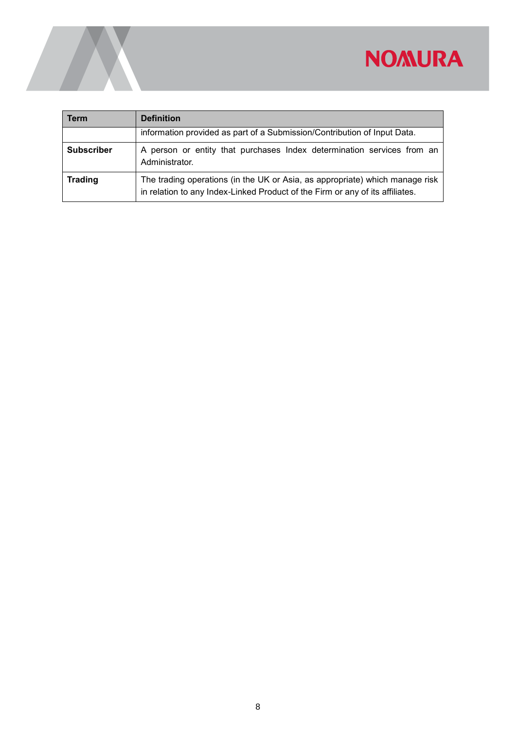| Term | Definition |
|---|---|
| | information provided as part of a Submission/Contribution of Input Data. |
| **Subscriber** | A person or entity that purchases Index determination services from an Administrator. |
| **Trading** | The trading operations (in the UK or Asia, as appropriate) which manage risk in relation to any Index-Linked Product of the Firm or any of its affiliates. |